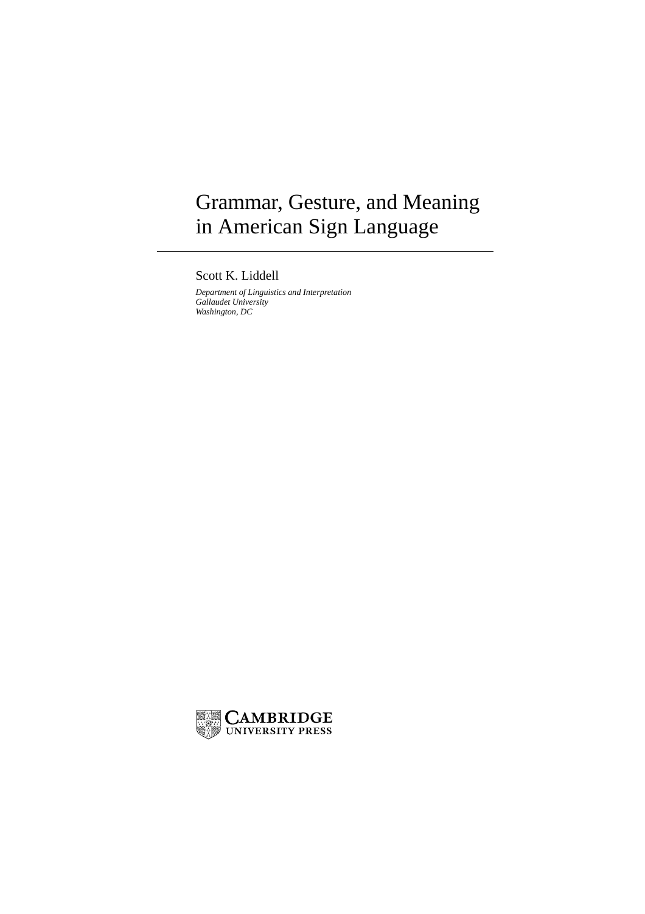# Grammar, Gesture, and Meaning in American Sign Language

Scott K. Liddell

*Department of Linguistics and Interpretation*
*Gallaudet University*
*Washington, DC*

CAMBRIDGE
UNIVERSITY PRESS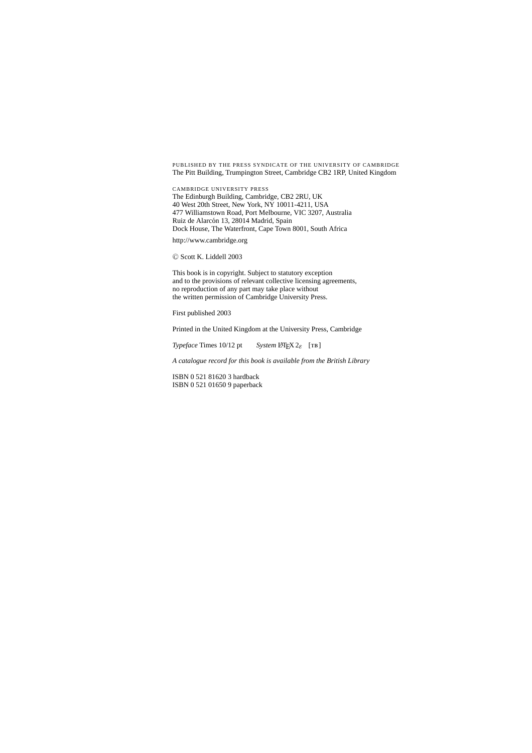PUBLISHED BY THE PRESS SYNDICATE OF THE UNIVERSITY OF CAMBRIDGE
The Pitt Building, Trumpington Street, Cambridge CB2 1RP, United Kingdom

CAMBRIDGE UNIVERSITY PRESS
The Edinburgh Building, Cambridge, CB2 2RU, UK
40 West 20th Street, New York, NY 10011-4211, USA
477 Williamstown Road, Port Melbourne, VIC 3207, Australia
Ruiz de Alarcón 13, 28014 Madrid, Spain
Dock House, The Waterfront, Cape Town 8001, South Africa

http://www.cambridge.org

© Scott K. Liddell 2003

This book is in copyright. Subject to statutory exception
and to the provisions of relevant collective licensing agreements,
no reproduction of any part may take place without
the written permission of Cambridge University Press.

First published 2003

Printed in the United Kingdom at the University Press, Cambridge

*Typeface* Times 10/12 pt *System* LaTeX $2_\varepsilon$ [TB]

*A catalogue record for this book is available from the British Library*

ISBN 0 521 81620 3 hardback
ISBN 0 521 01650 9 paperback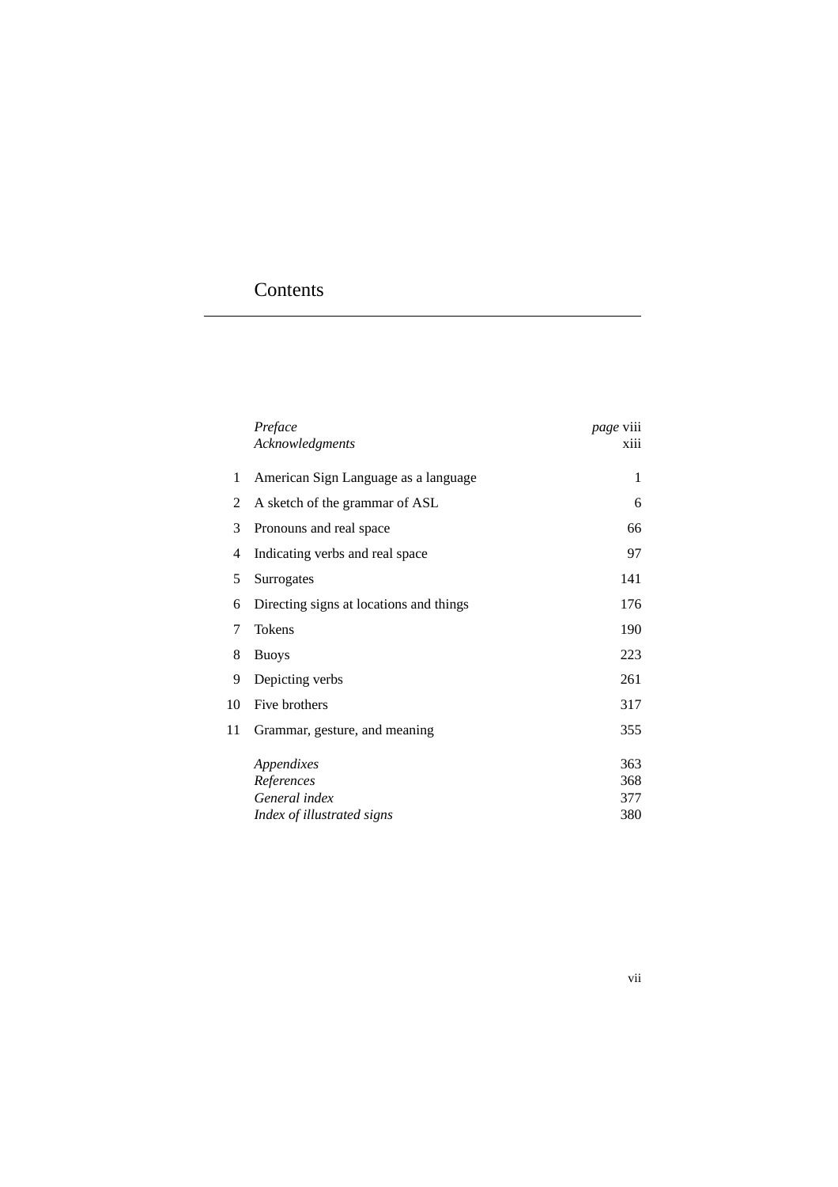# Contents

| | | |
|---|---|---|
| | *Preface* | *page* viii |
| | *Acknowledgments* | xiii |
| 1 | American Sign Language as a language | 1 |
| 2 | A sketch of the grammar of ASL | 6 |
| 3 | Pronouns and real space | 66 |
| 4 | Indicating verbs and real space | 97 |
| 5 | Surrogates | 141 |
| 6 | Directing signs at locations and things | 176 |
| 7 | Tokens | 190 |
| 8 | Buoys | 223 |
| 9 | Depicting verbs | 261 |
| 10 | Five brothers | 317 |
| 11 | Grammar, gesture, and meaning | 355 |
| | *Appendixes* | 363 |
| | *References* | 368 |
| | *General index* | 377 |
| | *Index of illustrated signs* | 380 |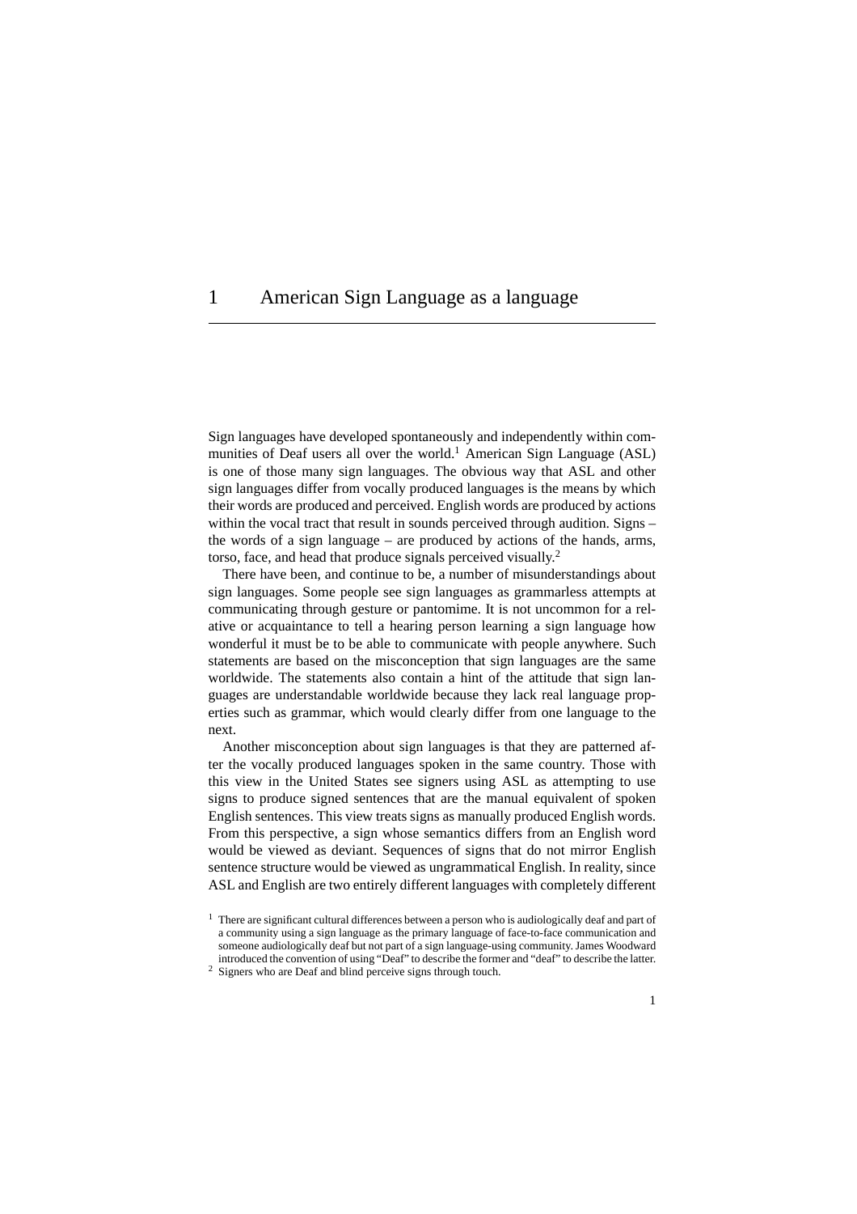# 1 American Sign Language as a language

Sign languages have developed spontaneously and independently within communities of Deaf users all over the world.[1] American Sign Language (ASL) is one of those many sign languages. The obvious way that ASL and other sign languages differ from vocally produced languages is the means by which their words are produced and perceived. English words are produced by actions within the vocal tract that result in sounds perceived through audition. Signs – the words of a sign language – are produced by actions of the hands, arms, torso, face, and head that produce signals perceived visually.[2]

There have been, and continue to be, a number of misunderstandings about sign languages. Some people see sign languages as grammarless attempts at communicating through gesture or pantomime. It is not uncommon for a relative or acquaintance to tell a hearing person learning a sign language how wonderful it must be to be able to communicate with people anywhere. Such statements are based on the misconception that sign languages are the same worldwide. The statements also contain a hint of the attitude that sign languages are understandable worldwide because they lack real language properties such as grammar, which would clearly differ from one language to the next.

Another misconception about sign languages is that they are patterned after the vocally produced languages spoken in the same country. Those with this view in the United States see signers using ASL as attempting to use signs to produce signed sentences that are the manual equivalent of spoken English sentences. This view treats signs as manually produced English words. From this perspective, a sign whose semantics differs from an English word would be viewed as deviant. Sequences of signs that do not mirror English sentence structure would be viewed as ungrammatical English. In reality, since ASL and English are two entirely different languages with completely different

[1] There are significant cultural differences between a person who is audiologically deaf and part of a community using a sign language as the primary language of face-to-face communication and someone audiologically deaf but not part of a sign language-using community. James Woodward introduced the convention of using "Deaf" to describe the former and "deaf" to describe the latter.

[2] Signers who are Deaf and blind perceive signs through touch.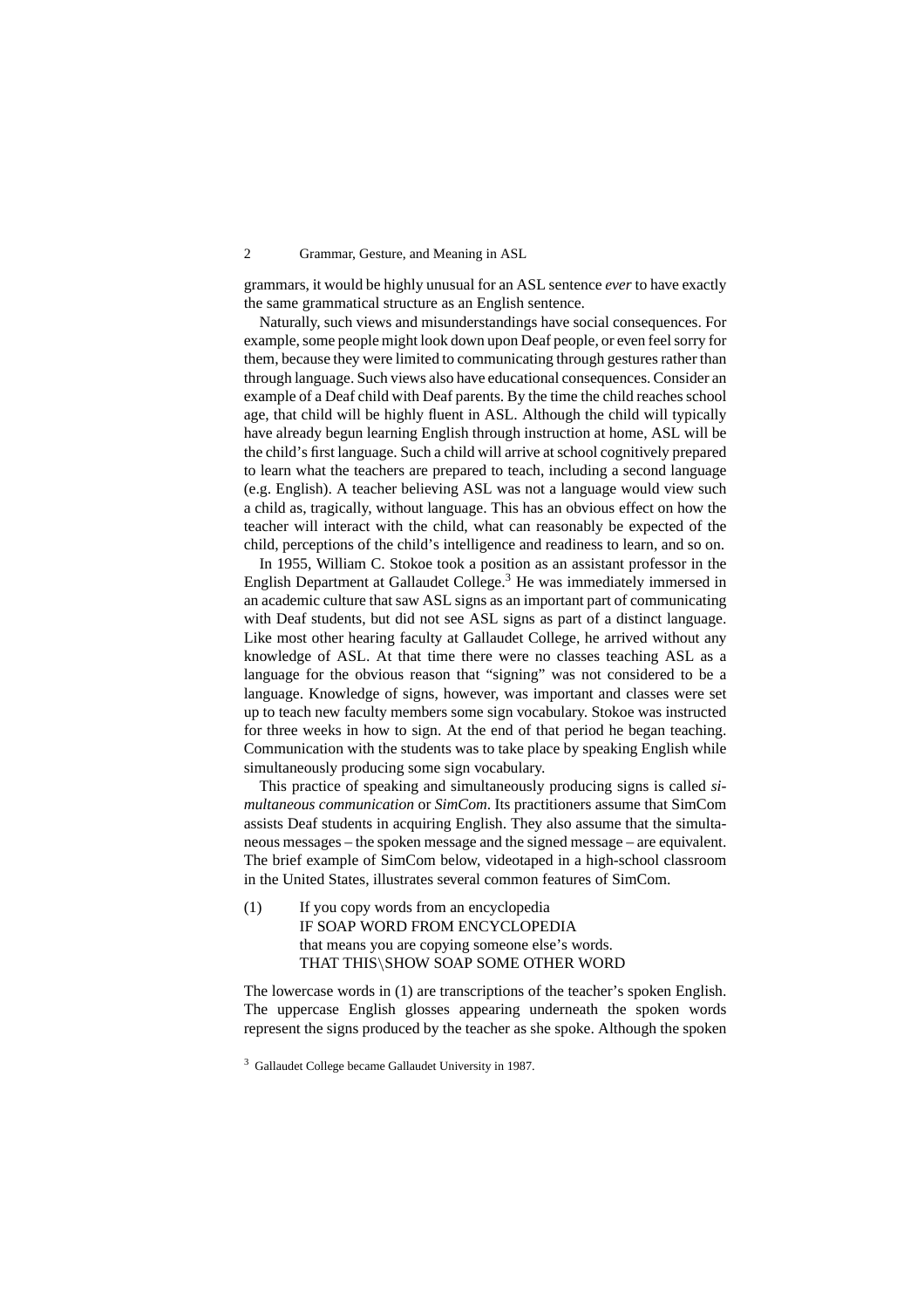grammars, it would be highly unusual for an ASL sentence *ever* to have exactly the same grammatical structure as an English sentence.

Naturally, such views and misunderstandings have social consequences. For example, some people might look down upon Deaf people, or even feel sorry for them, because they were limited to communicating through gestures rather than through language. Such views also have educational consequences. Consider an example of a Deaf child with Deaf parents. By the time the child reaches school age, that child will be highly fluent in ASL. Although the child will typically have already begun learning English through instruction at home, ASL will be the child's first language. Such a child will arrive at school cognitively prepared to learn what the teachers are prepared to teach, including a second language (e.g. English). A teacher believing ASL was not a language would view such a child as, tragically, without language. This has an obvious effect on how the teacher will interact with the child, what can reasonably be expected of the child, perceptions of the child's intelligence and readiness to learn, and so on.

In 1955, William C. Stokoe took a position as an assistant professor in the English Department at Gallaudet College.[3] He was immediately immersed in an academic culture that saw ASL signs as an important part of communicating with Deaf students, but did not see ASL signs as part of a distinct language. Like most other hearing faculty at Gallaudet College, he arrived without any knowledge of ASL. At that time there were no classes teaching ASL as a language for the obvious reason that "signing" was not considered to be a language. Knowledge of signs, however, was important and classes were set up to teach new faculty members some sign vocabulary. Stokoe was instructed for three weeks in how to sign. At the end of that period he began teaching. Communication with the students was to take place by speaking English while simultaneously producing some sign vocabulary.

This practice of speaking and simultaneously producing signs is called *simultaneous communication* or *SimCom*. Its practitioners assume that SimCom assists Deaf students in acquiring English. They also assume that the simultaneous messages – the spoken message and the signed message – are equivalent. The brief example of SimCom below, videotaped in a high-school classroom in the United States, illustrates several common features of SimCom.

(1) If you copy words from an encyclopedia
IF SOAP WORD FROM ENCYCLOPEDIA
that means you are copying someone else's words.
THAT THIS\SHOW SOAP SOME OTHER WORD

The lowercase words in (1) are transcriptions of the teacher's spoken English. The uppercase English glosses appearing underneath the spoken words represent the signs produced by the teacher as she spoke. Although the spoken

[3] Gallaudet College became Gallaudet University in 1987.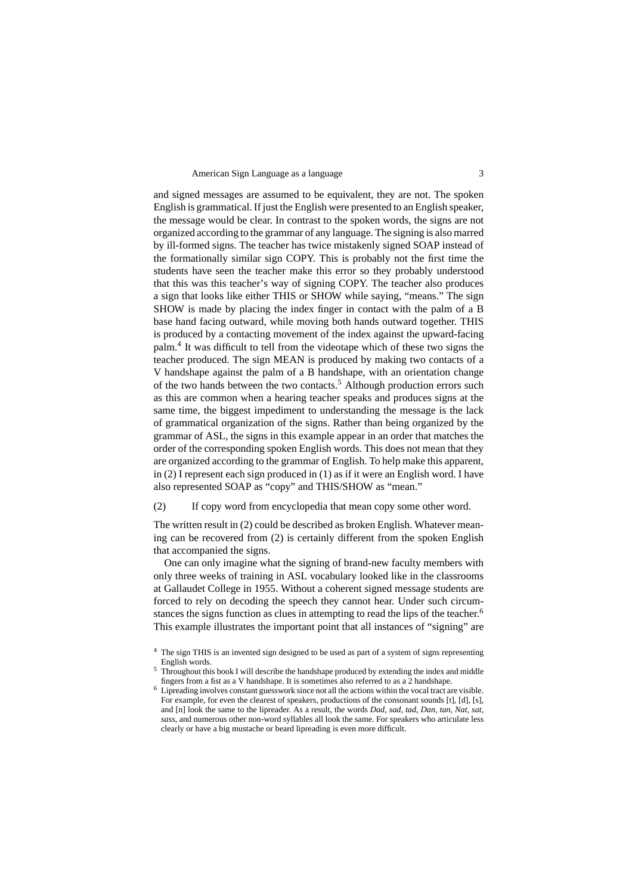and signed messages are assumed to be equivalent, they are not. The spoken English is grammatical. If just the English were presented to an English speaker, the message would be clear. In contrast to the spoken words, the signs are not organized according to the grammar of any language. The signing is also marred by ill-formed signs. The teacher has twice mistakenly signed SOAP instead of the formationally similar sign COPY. This is probably not the first time the students have seen the teacher make this error so they probably understood that this was this teacher's way of signing COPY. The teacher also produces a sign that looks like either THIS or SHOW while saying, "means." The sign SHOW is made by placing the index finger in contact with the palm of a B base hand facing outward, while moving both hands outward together. THIS is produced by a contacting movement of the index against the upward-facing palm.[4] It was difficult to tell from the videotape which of these two signs the teacher produced. The sign MEAN is produced by making two contacts of a V handshape against the palm of a B handshape, with an orientation change of the two hands between the two contacts.[5] Although production errors such as this are common when a hearing teacher speaks and produces signs at the same time, the biggest impediment to understanding the message is the lack of grammatical organization of the signs. Rather than being organized by the grammar of ASL, the signs in this example appear in an order that matches the order of the corresponding spoken English words. This does not mean that they are organized according to the grammar of English. To help make this apparent, in (2) I represent each sign produced in (1) as if it were an English word. I have also represented SOAP as "copy" and THIS/SHOW as "mean."

(2) If copy word from encyclopedia that mean copy some other word.

The written result in (2) could be described as broken English. Whatever meaning can be recovered from (2) is certainly different from the spoken English that accompanied the signs.

One can only imagine what the signing of brand-new faculty members with only three weeks of training in ASL vocabulary looked like in the classrooms at Gallaudet College in 1955. Without a coherent signed message students are forced to rely on decoding the speech they cannot hear. Under such circumstances the signs function as clues in attempting to read the lips of the teacher.[6] This example illustrates the important point that all instances of "signing" are

[4] The sign THIS is an invented sign designed to be used as part of a system of signs representing English words.

[5] Throughout this book I will describe the handshape produced by extending the index and middle fingers from a fist as a V handshape. It is sometimes also referred to as a 2 handshape.

[6] Lipreading involves constant guesswork since not all the actions within the vocal tract are visible. For example, for even the clearest of speakers, productions of the consonant sounds [t], [d], [s], and [n] look the same to the lipreader. As a result, the words *Dad, sad, tad, Dan, tan, Nat, sat, sass*, and numerous other non-word syllables all look the same. For speakers who articulate less clearly or have a big mustache or beard lipreading is even more difficult.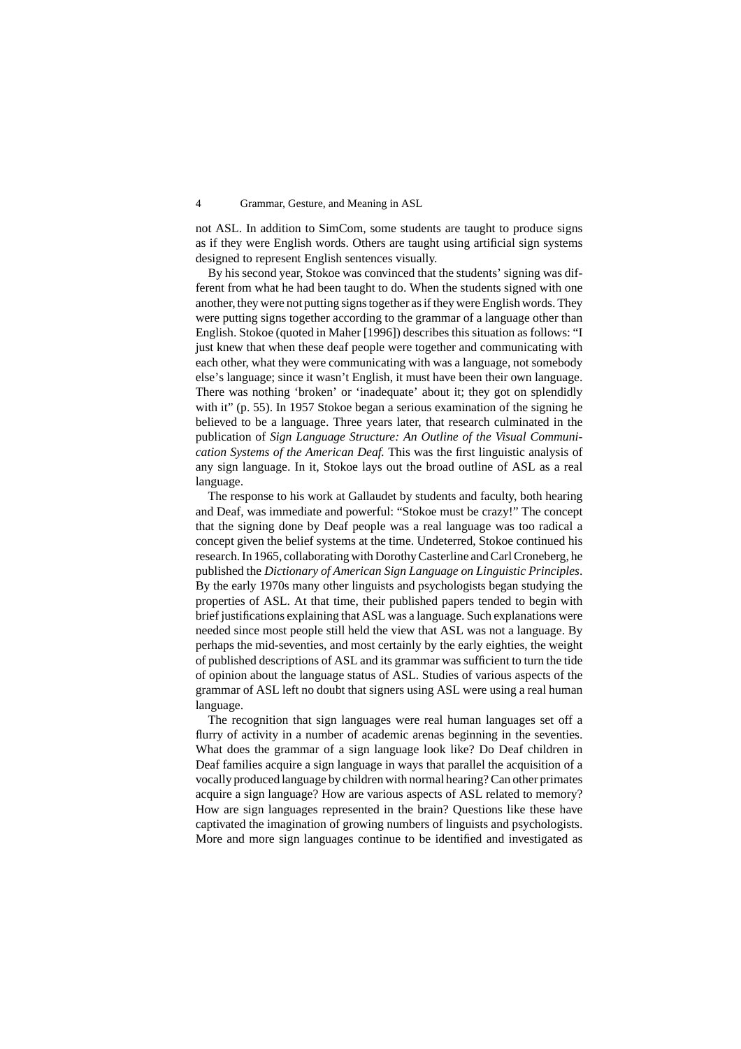not ASL. In addition to SimCom, some students are taught to produce signs as if they were English words. Others are taught using artificial sign systems designed to represent English sentences visually.

By his second year, Stokoe was convinced that the students' signing was different from what he had been taught to do. When the students signed with one another, they were not putting signs together as if they were English words. They were putting signs together according to the grammar of a language other than English. Stokoe (quoted in Maher [1996]) describes this situation as follows: "I just knew that when these deaf people were together and communicating with each other, what they were communicating with was a language, not somebody else's language; since it wasn't English, it must have been their own language. There was nothing 'broken' or 'inadequate' about it; they got on splendidly with it" (p. 55). In 1957 Stokoe began a serious examination of the signing he believed to be a language. Three years later, that research culminated in the publication of *Sign Language Structure: An Outline of the Visual Communication Systems of the American Deaf.* This was the first linguistic analysis of any sign language. In it, Stokoe lays out the broad outline of ASL as a real language.

The response to his work at Gallaudet by students and faculty, both hearing and Deaf, was immediate and powerful: "Stokoe must be crazy!" The concept that the signing done by Deaf people was a real language was too radical a concept given the belief systems at the time. Undeterred, Stokoe continued his research. In 1965, collaborating with Dorothy Casterline and Carl Croneberg, he published the *Dictionary of American Sign Language on Linguistic Principles*. By the early 1970s many other linguists and psychologists began studying the properties of ASL. At that time, their published papers tended to begin with brief justifications explaining that ASL was a language. Such explanations were needed since most people still held the view that ASL was not a language. By perhaps the mid-seventies, and most certainly by the early eighties, the weight of published descriptions of ASL and its grammar was sufficient to turn the tide of opinion about the language status of ASL. Studies of various aspects of the grammar of ASL left no doubt that signers using ASL were using a real human language.

The recognition that sign languages were real human languages set off a flurry of activity in a number of academic arenas beginning in the seventies. What does the grammar of a sign language look like? Do Deaf children in Deaf families acquire a sign language in ways that parallel the acquisition of a vocally produced language by children with normal hearing? Can other primates acquire a sign language? How are various aspects of ASL related to memory? How are sign languages represented in the brain? Questions like these have captivated the imagination of growing numbers of linguists and psychologists. More and more sign languages continue to be identified and investigated as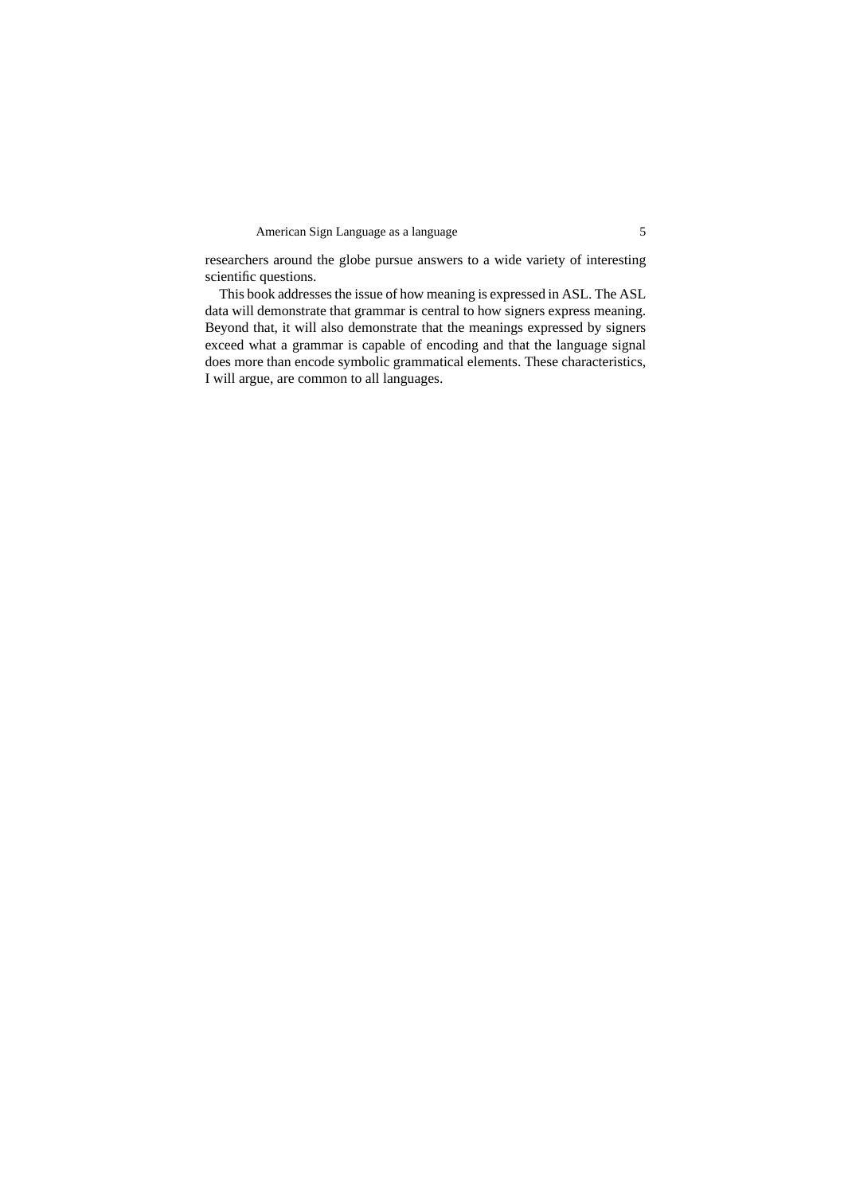researchers around the globe pursue answers to a wide variety of interesting scientific questions.

This book addresses the issue of how meaning is expressed in ASL. The ASL data will demonstrate that grammar is central to how signers express meaning. Beyond that, it will also demonstrate that the meanings expressed by signers exceed what a grammar is capable of encoding and that the language signal does more than encode symbolic grammatical elements. These characteristics, I will argue, are common to all languages.